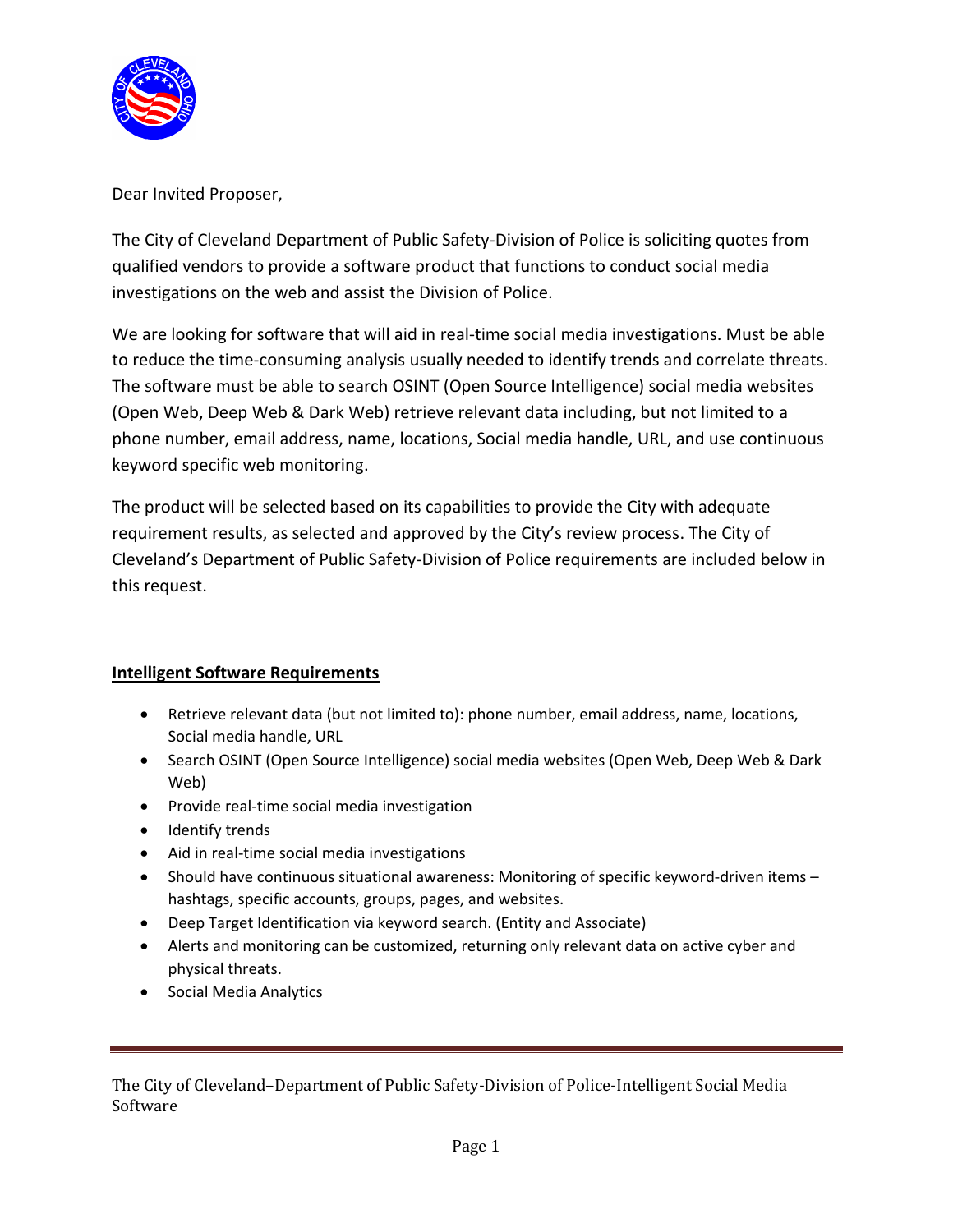Dear Invited Proposer,

The City of Cleveland Department of Public Safety-Division of Police is soliciting quotes from qualified vendors to provide a software product that functions to conduct social media investigations on the web and assist the Division of Police.

We are looking for software that will aid in real-time social media investigations. Must be able to reduce the time-consuming analysis usually needed to identify trends and correlate threats. The software must be able to search OSINT (Open Source Intelligence) social media websites (Open Web, Deep Web & Dark Web) retrieve relevant data including, but not limited to a phone number, email address, name, locations, Social media handle, URL, and use continuous keyword specific web monitoring.

The product will be selected based on its capabilities to provide the City with adequate requirement results, as selected and approved by the City's review process. The City of Cleveland's Department of Public Safety-Division of Police requirements are included below in this request.

**Intelligent Software Requirements**

- Retrieve relevant data (but not limited to): phone number, email address, name, locations, Social media handle, URL
- Search OSINT (Open Source Intelligence) social media websites (Open Web, Deep Web & Dark Web)
- Provide real-time social media investigation
- Identify trends
- Aid in real-time social media investigations
- Should have continuous situational awareness: Monitoring of specific keyword-driven items – hashtags, specific accounts, groups, pages, and websites.
- Deep Target Identification via keyword search. (Entity and Associate)
- Alerts and monitoring can be customized, returning only relevant data on active cyber and physical threats.
- Social Media Analytics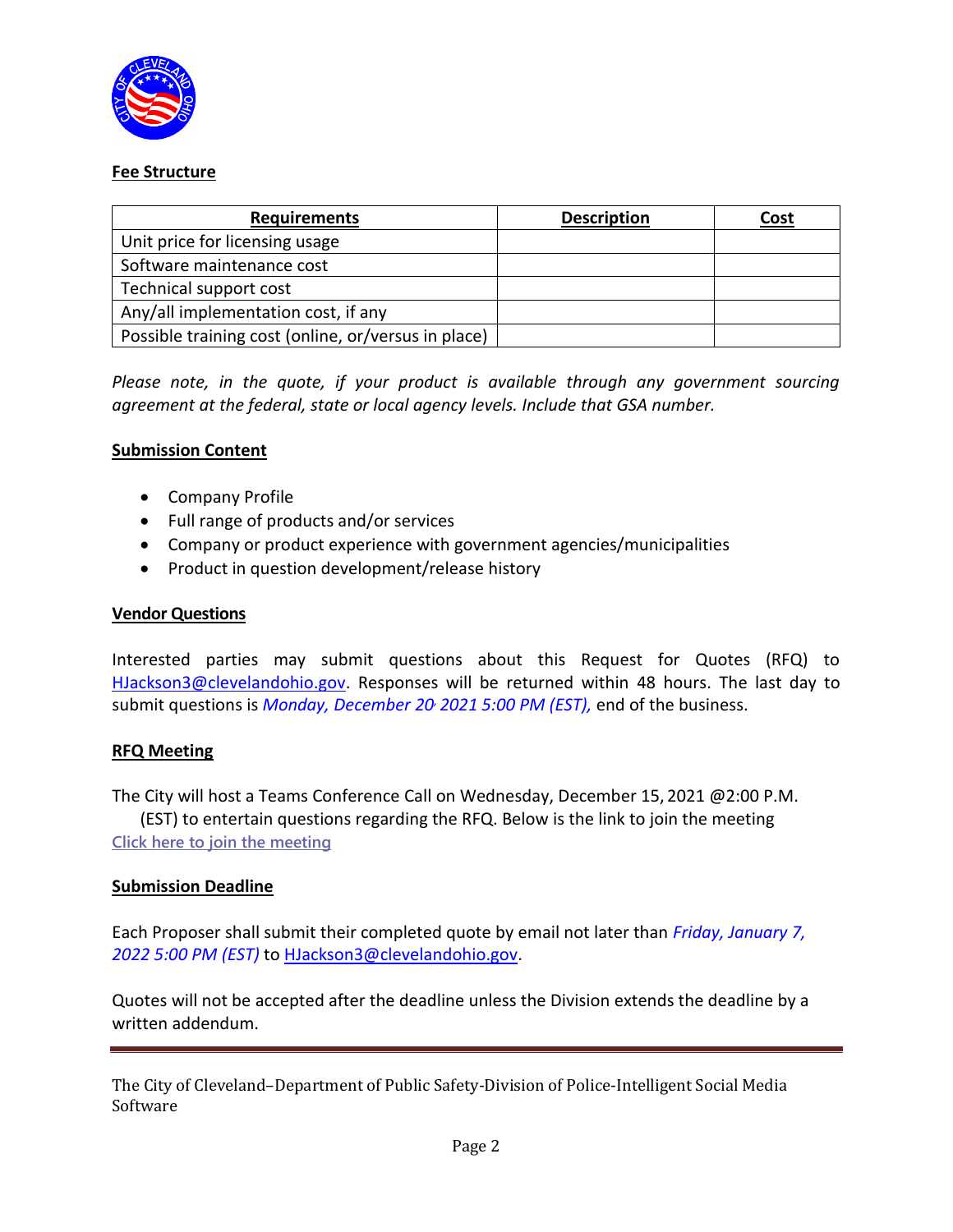**Fee Structure**

| Requirements | Description | Cost |
|---|---|---|
| Unit price for licensing usage | | |
| Software maintenance cost | | |
| Technical support cost | | |
| Any/all implementation cost, if any | | |
| Possible training cost (online, or/versus in place) | | |

*Please note, in the quote, if your product is available through any government sourcing agreement at the federal, state or local agency levels. Include that GSA number.*

**Submission Content**

- Company Profile
- Full range of products and/or services
- Company or product experience with government agencies/municipalities
- Product in question development/release history

**Vendor Questions**

Interested parties may submit questions about this Request for Quotes (RFQ) to HJackson3@clevelandohio.gov. Responses will be returned within 48 hours. The last day to submit questions is *Monday, December 20, 2021 5:00 PM (EST),* end of the business.

**RFQ Meeting**

The City will host a Teams Conference Call on Wednesday, December 15, 2021 @2:00 P.M. (EST) to entertain questions regarding the RFQ. Below is the link to join the meeting
Click here to join the meeting

**Submission Deadline**

Each Proposer shall submit their completed quote by email not later than *Friday, January 7, 2022 5:00 PM (EST)* to HJackson3@clevelandohio.gov.

Quotes will not be accepted after the deadline unless the Division extends the deadline by a written addendum.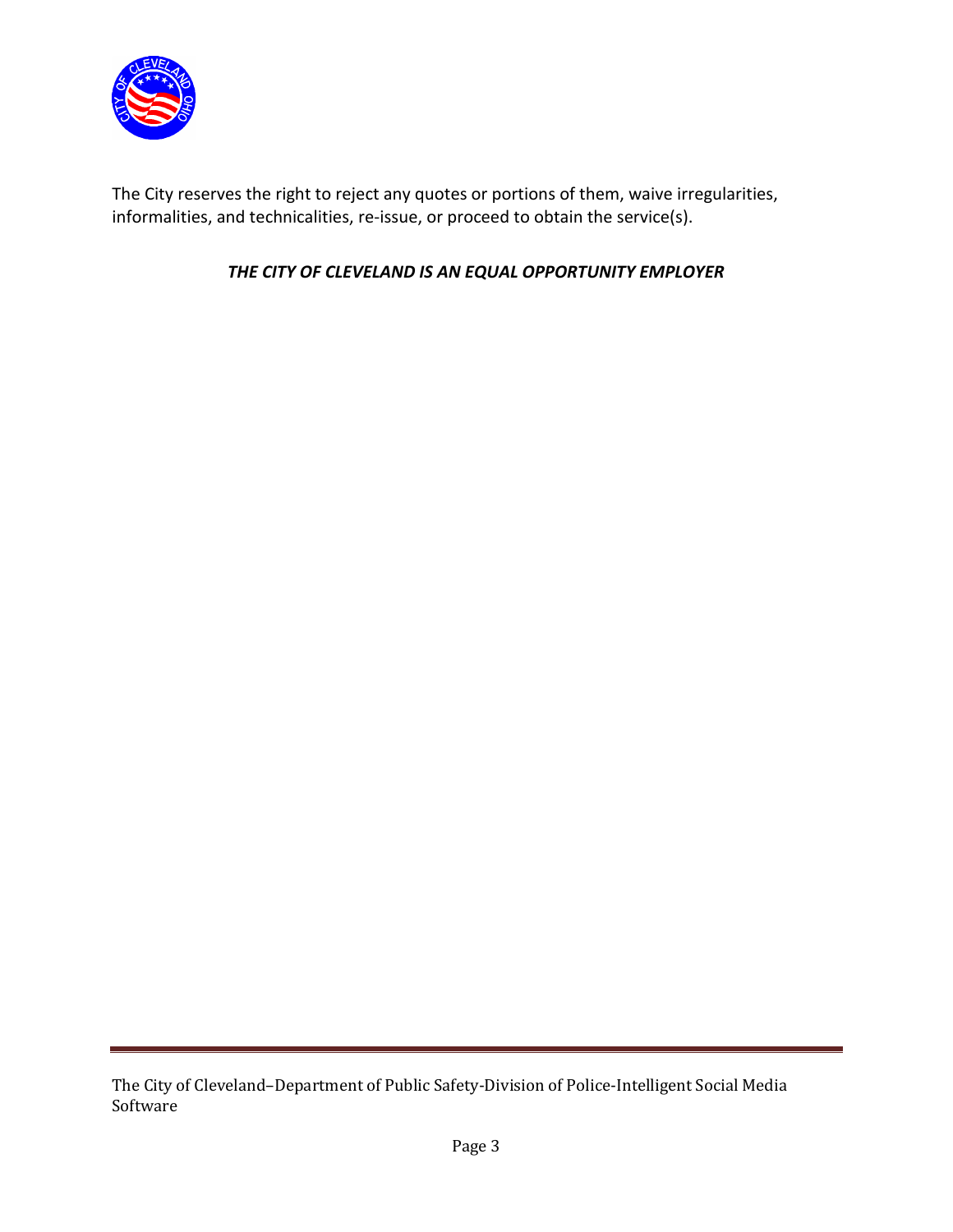The City reserves the right to reject any quotes or portions of them, waive irregularities, informalities, and technicalities, re-issue, or proceed to obtain the service(s).

***THE CITY OF CLEVELAND IS AN EQUAL OPPORTUNITY EMPLOYER***